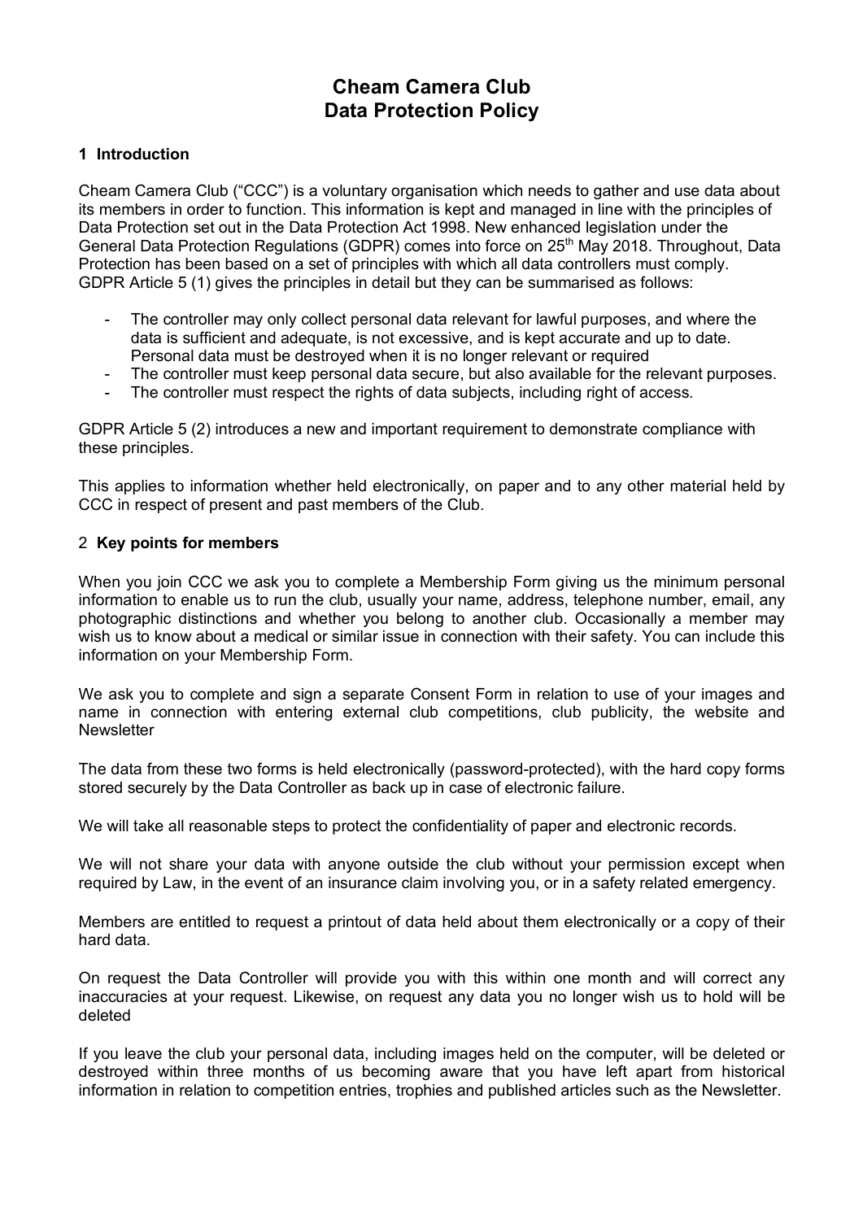# Cheam Camera Club
# Data Protection Policy

## 1 Introduction

Cheam Camera Club ("CCC") is a voluntary organisation which needs to gather and use data about its members in order to function. This information is kept and managed in line with the principles of Data Protection set out in the Data Protection Act 1998. New enhanced legislation under the General Data Protection Regulations (GDPR) comes into force on 25th May 2018. Throughout, Data Protection has been based on a set of principles with which all data controllers must comply. GDPR Article 5 (1) gives the principles in detail but they can be summarised as follows:

- The controller may only collect personal data relevant for lawful purposes, and where the data is sufficient and adequate, is not excessive, and is kept accurate and up to date. Personal data must be destroyed when it is no longer relevant or required
- The controller must keep personal data secure, but also available for the relevant purposes.
- The controller must respect the rights of data subjects, including right of access.

GDPR Article 5 (2) introduces a new and important requirement to demonstrate compliance with these principles.

This applies to information whether held electronically, on paper and to any other material held by CCC in respect of present and past members of the Club.

## 2 Key points for members

When you join CCC we ask you to complete a Membership Form giving us the minimum personal information to enable us to run the club, usually your name, address, telephone number, email, any photographic distinctions and whether you belong to another club. Occasionally a member may wish us to know about a medical or similar issue in connection with their safety. You can include this information on your Membership Form.

We ask you to complete and sign a separate Consent Form in relation to use of your images and name in connection with entering external club competitions, club publicity, the website and Newsletter

The data from these two forms is held electronically (password-protected), with the hard copy forms stored securely by the Data Controller as back up in case of electronic failure.

We will take all reasonable steps to protect the confidentiality of paper and electronic records.

We will not share your data with anyone outside the club without your permission except when required by Law, in the event of an insurance claim involving you, or in a safety related emergency.

Members are entitled to request a printout of data held about them electronically or a copy of their hard data.

On request the Data Controller will provide you with this within one month and will correct any inaccuracies at your request. Likewise, on request any data you no longer wish us to hold will be deleted

If you leave the club your personal data, including images held on the computer, will be deleted or destroyed within three months of us becoming aware that you have left apart from historical information in relation to competition entries, trophies and published articles such as the Newsletter.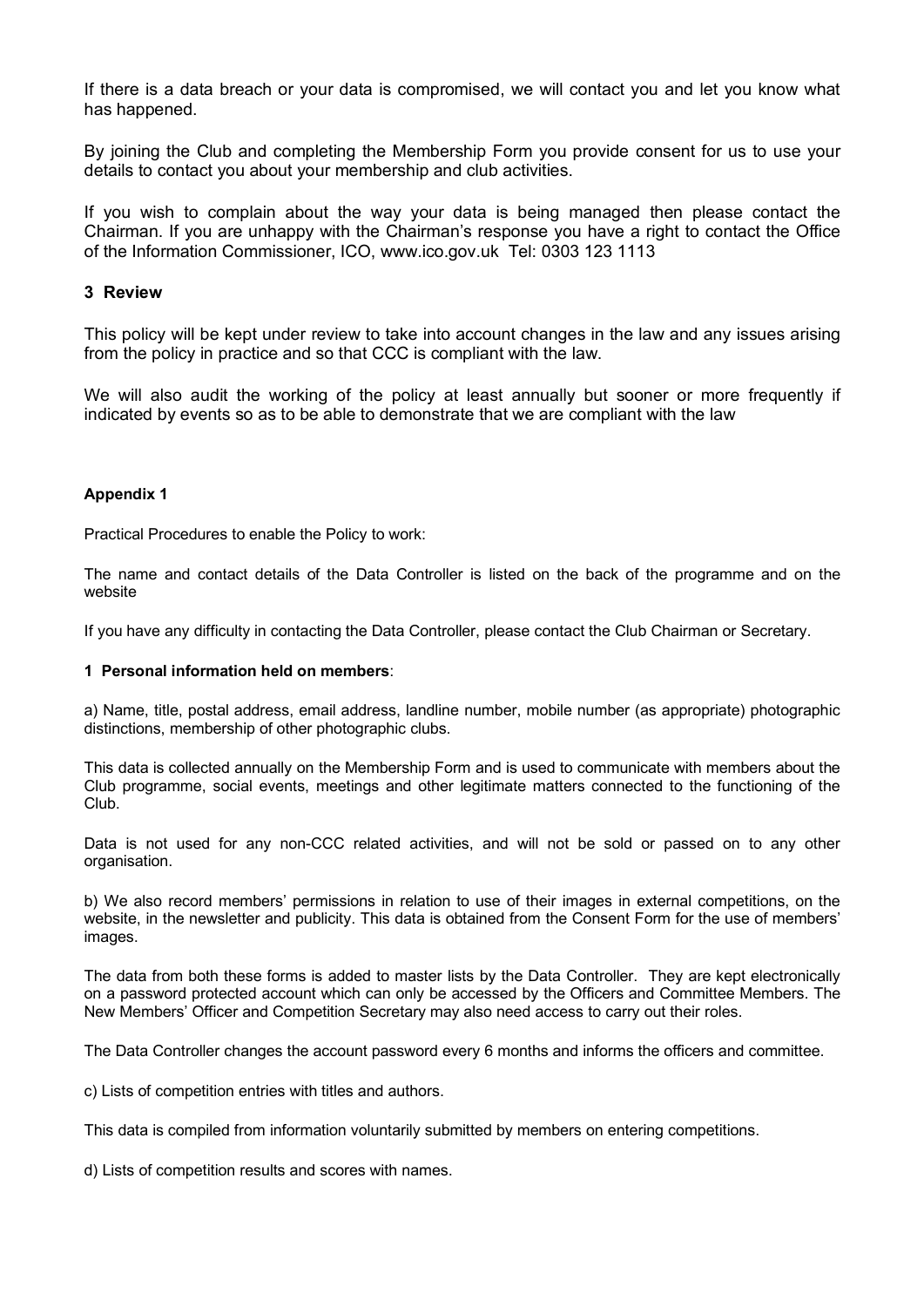If there is a data breach or your data is compromised, we will contact you and let you know what has happened.

By joining the Club and completing the Membership Form you provide consent for us to use your details to contact you about your membership and club activities.

If you wish to complain about the way your data is being managed then please contact the Chairman. If you are unhappy with the Chairman's response you have a right to contact the Office of the Information Commissioner, ICO, www.ico.gov.uk Tel: 0303 123 1113

### 3 Review

This policy will be kept under review to take into account changes in the law and any issues arising from the policy in practice and so that CCC is compliant with the law.

We will also audit the working of the policy at least annually but sooner or more frequently if indicated by events so as to be able to demonstrate that we are compliant with the law

### Appendix 1

Practical Procedures to enable the Policy to work:

The name and contact details of the Data Controller is listed on the back of the programme and on the website

If you have any difficulty in contacting the Data Controller, please contact the Club Chairman or Secretary.

**1 Personal information held on members**:

a) Name, title, postal address, email address, landline number, mobile number (as appropriate) photographic distinctions, membership of other photographic clubs.

This data is collected annually on the Membership Form and is used to communicate with members about the Club programme, social events, meetings and other legitimate matters connected to the functioning of the Club.

Data is not used for any non-CCC related activities, and will not be sold or passed on to any other organisation.

b) We also record members' permissions in relation to use of their images in external competitions, on the website, in the newsletter and publicity. This data is obtained from the Consent Form for the use of members' images.

The data from both these forms is added to master lists by the Data Controller. They are kept electronically on a password protected account which can only be accessed by the Officers and Committee Members. The New Members' Officer and Competition Secretary may also need access to carry out their roles.

The Data Controller changes the account password every 6 months and informs the officers and committee.

c) Lists of competition entries with titles and authors.

This data is compiled from information voluntarily submitted by members on entering competitions.

d) Lists of competition results and scores with names.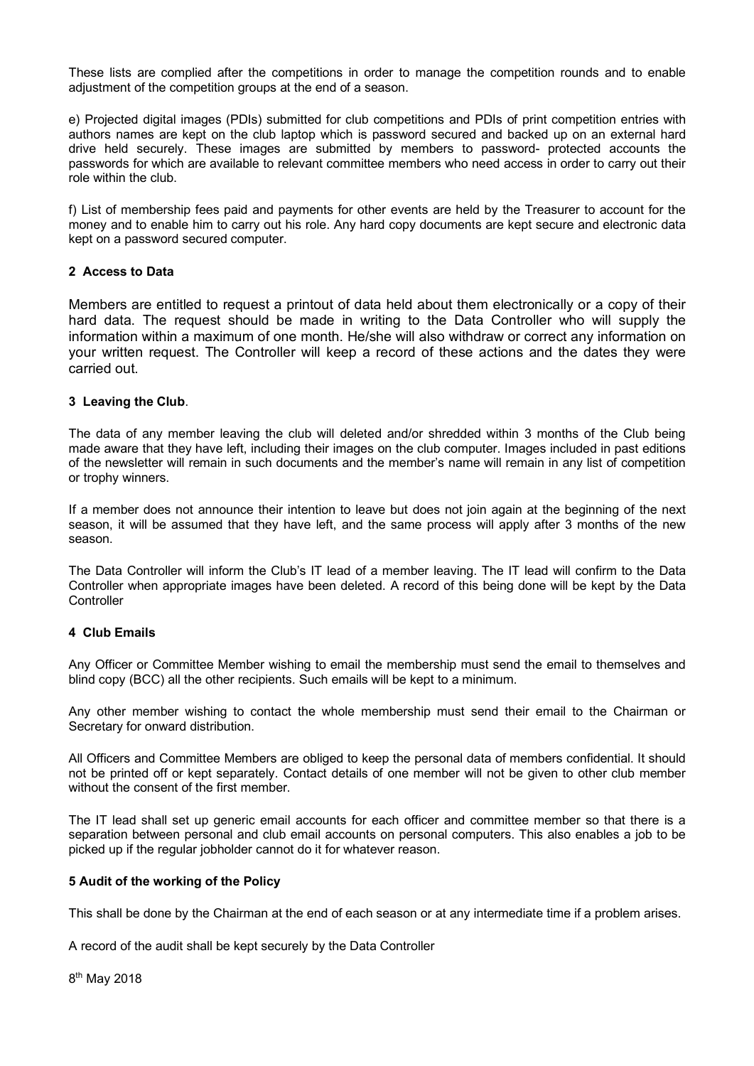These lists are complied after the competitions in order to manage the competition rounds and to enable adjustment of the competition groups at the end of a season.

e) Projected digital images (PDIs) submitted for club competitions and PDIs of print competition entries with authors names are kept on the club laptop which is password secured and backed up on an external hard drive held securely. These images are submitted by members to password- protected accounts the passwords for which are available to relevant committee members who need access in order to carry out their role within the club.

f) List of membership fees paid and payments for other events are held by the Treasurer to account for the money and to enable him to carry out his role. Any hard copy documents are kept secure and electronic data kept on a password secured computer.

### 2 Access to Data

Members are entitled to request a printout of data held about them electronically or a copy of their hard data. The request should be made in writing to the Data Controller who will supply the information within a maximum of one month. He/she will also withdraw or correct any information on your written request. The Controller will keep a record of these actions and the dates they were carried out.

### 3 Leaving the Club.

The data of any member leaving the club will deleted and/or shredded within 3 months of the Club being made aware that they have left, including their images on the club computer. Images included in past editions of the newsletter will remain in such documents and the member's name will remain in any list of competition or trophy winners.

If a member does not announce their intention to leave but does not join again at the beginning of the next season, it will be assumed that they have left, and the same process will apply after 3 months of the new season.

The Data Controller will inform the Club's IT lead of a member leaving. The IT lead will confirm to the Data Controller when appropriate images have been deleted. A record of this being done will be kept by the Data Controller

### 4 Club Emails

Any Officer or Committee Member wishing to email the membership must send the email to themselves and blind copy (BCC) all the other recipients. Such emails will be kept to a minimum.

Any other member wishing to contact the whole membership must send their email to the Chairman or Secretary for onward distribution.

All Officers and Committee Members are obliged to keep the personal data of members confidential. It should not be printed off or kept separately. Contact details of one member will not be given to other club member without the consent of the first member.

The IT lead shall set up generic email accounts for each officer and committee member so that there is a separation between personal and club email accounts on personal computers. This also enables a job to be picked up if the regular jobholder cannot do it for whatever reason.

### 5 Audit of the working of the Policy

This shall be done by the Chairman at the end of each season or at any intermediate time if a problem arises.

A record of the audit shall be kept securely by the Data Controller

8th May 2018